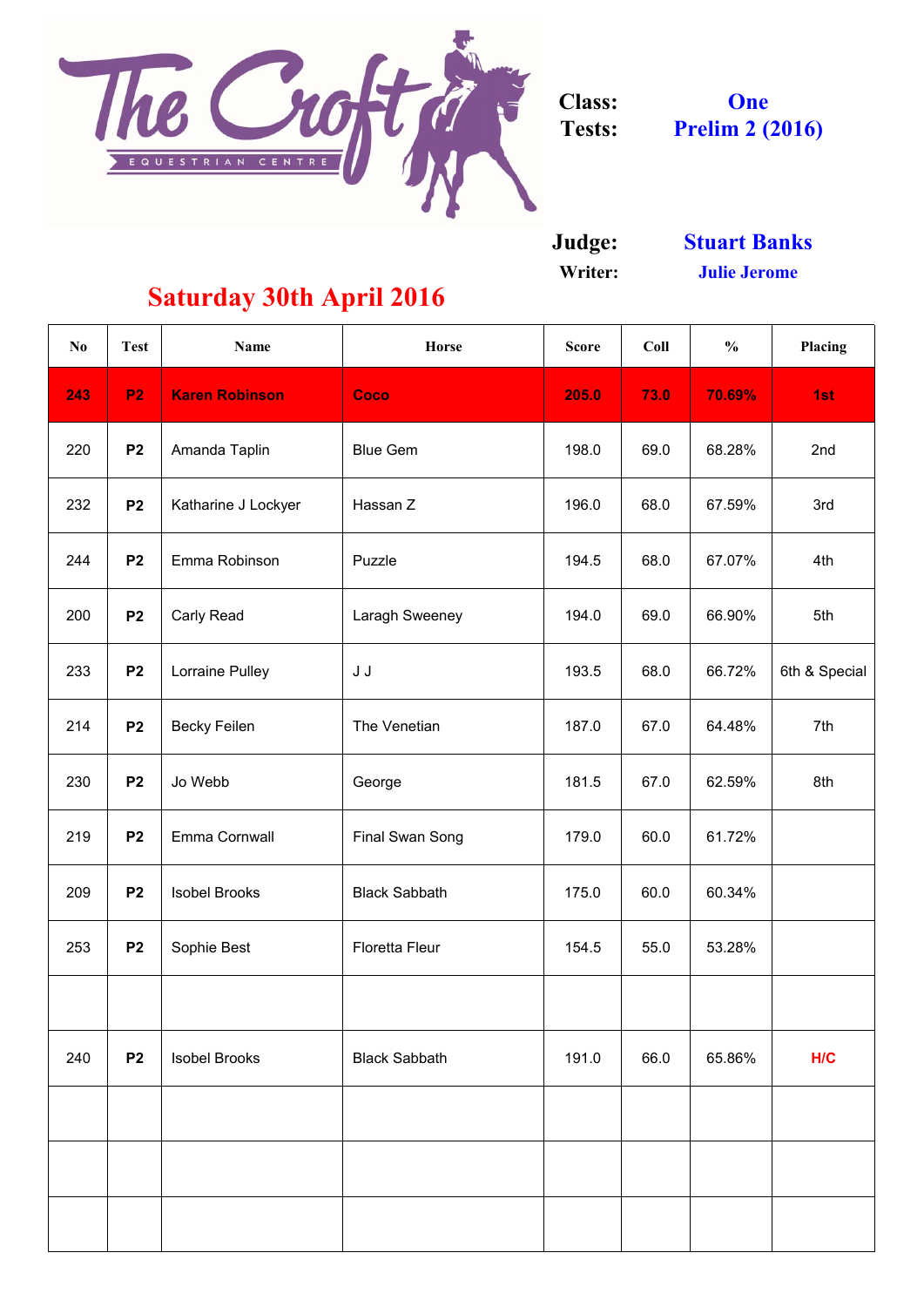The Croft EQUESTRIAN CENTRE

**Class:** One
**Tests:** Prelim 2 (2016)

**Judge:** Stuart Banks
**Writer:** Julie Jerome

## Saturday 30th April 2016

| No | Test | Name | Horse | Score | Coll | % | Placing |
|---|---|---|---|---|---|---|---|
| **243** | **P2** | **Karen Robinson** | **Coco** | **205.0** | **73.0** | **70.69%** | **1st** |
| 220 | P2 | Amanda Taplin | Blue Gem | 198.0 | 69.0 | 68.28% | 2nd |
| 232 | P2 | Katharine J Lockyer | Hassan Z | 196.0 | 68.0 | 67.59% | 3rd |
| 244 | P2 | Emma Robinson | Puzzle | 194.5 | 68.0 | 67.07% | 4th |
| 200 | P2 | Carly Read | Laragh Sweeney | 194.0 | 69.0 | 66.90% | 5th |
| 233 | P2 | Lorraine Pulley | J J | 193.5 | 68.0 | 66.72% | 6th & Special |
| 214 | P2 | Becky Feilen | The Venetian | 187.0 | 67.0 | 64.48% | 7th |
| 230 | P2 | Jo Webb | George | 181.5 | 67.0 | 62.59% | 8th |
| 219 | P2 | Emma Cornwall | Final Swan Song | 179.0 | 60.0 | 61.72% | |
| 209 | P2 | Isobel Brooks | Black Sabbath | 175.0 | 60.0 | 60.34% | |
| 253 | P2 | Sophie Best | Floretta Fleur | 154.5 | 55.0 | 53.28% | |
| | | | | | | | |
| 240 | P2 | Isobel Brooks | Black Sabbath | 191.0 | 66.0 | 65.86% | H/C |
| | | | | | | | |
| | | | | | | | |
| | | | | | | | |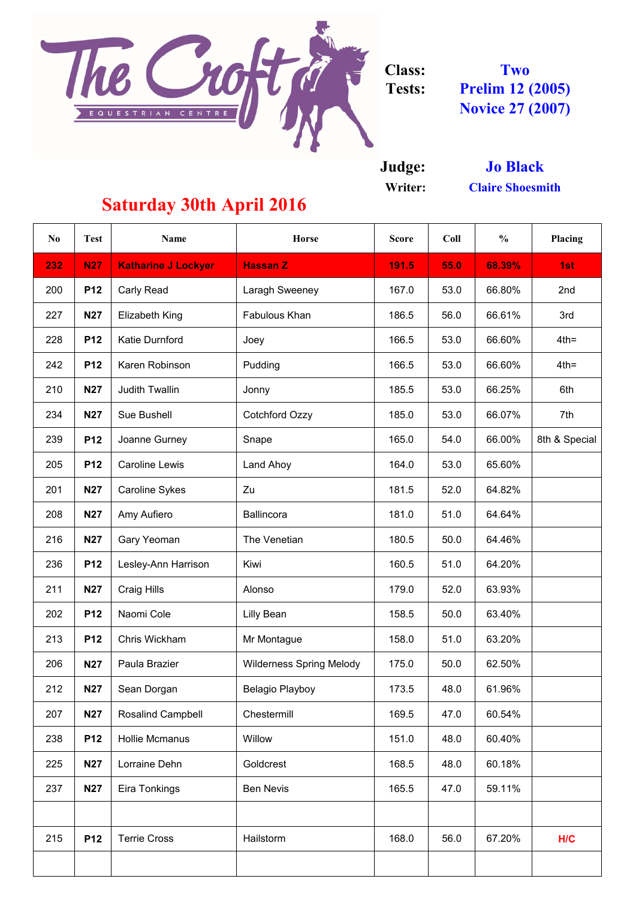**Class:** Two

**Tests:** Prelim 12 (2005) Novice 27 (2007)

**Judge:** Jo Black

**Writer:** Claire Shoesmith

## Saturday 30th April 2016

| No | Test | Name | Horse | Score | Coll | % | Placing |
|---|---|---|---|---|---|---|---|
| 232 | N27 | Katharine J Lockyer | Hassan Z | 191.5 | 55.0 | 68.39% | 1st |
| 200 | P12 | Carly Read | Laragh Sweeney | 167.0 | 53.0 | 66.80% | 2nd |
| 227 | N27 | Elizabeth King | Fabulous Khan | 186.5 | 56.0 | 66.61% | 3rd |
| 228 | P12 | Katie Durnford | Joey | 166.5 | 53.0 | 66.60% | 4th= |
| 242 | P12 | Karen Robinson | Pudding | 166.5 | 53.0 | 66.60% | 4th= |
| 210 | N27 | Judith Twallin | Jonny | 185.5 | 53.0 | 66.25% | 6th |
| 234 | N27 | Sue Bushell | Cotchford Ozzy | 185.0 | 53.0 | 66.07% | 7th |
| 239 | P12 | Joanne Gurney | Snape | 165.0 | 54.0 | 66.00% | 8th & Special |
| 205 | P12 | Caroline Lewis | Land Ahoy | 164.0 | 53.0 | 65.60% | |
| 201 | N27 | Caroline Sykes | Zu | 181.5 | 52.0 | 64.82% | |
| 208 | N27 | Amy Aufiero | Ballincora | 181.0 | 51.0 | 64.64% | |
| 216 | N27 | Gary Yeoman | The Venetian | 180.5 | 50.0 | 64.46% | |
| 236 | P12 | Lesley-Ann Harrison | Kiwi | 160.5 | 51.0 | 64.20% | |
| 211 | N27 | Craig Hills | Alonso | 179.0 | 52.0 | 63.93% | |
| 202 | P12 | Naomi Cole | Lilly Bean | 158.5 | 50.0 | 63.40% | |
| 213 | P12 | Chris Wickham | Mr Montague | 158.0 | 51.0 | 63.20% | |
| 206 | N27 | Paula Brazier | Wilderness Spring Melody | 175.0 | 50.0 | 62.50% | |
| 212 | N27 | Sean Dorgan | Belagio Playboy | 173.5 | 48.0 | 61.96% | |
| 207 | N27 | Rosalind Campbell | Chestermill | 169.5 | 47.0 | 60.54% | |
| 238 | P12 | Hollie Mcmanus | Willow | 151.0 | 48.0 | 60.40% | |
| 225 | N27 | Lorraine Dehn | Goldcrest | 168.5 | 48.0 | 60.18% | |
| 237 | N27 | Eira Tonkings | Ben Nevis | 165.5 | 47.0 | 59.11% | |
| | | | | | | | |
| 215 | P12 | Terrie Cross | Hailstorm | 168.0 | 56.0 | 67.20% | H/C |
| | | | | | | | |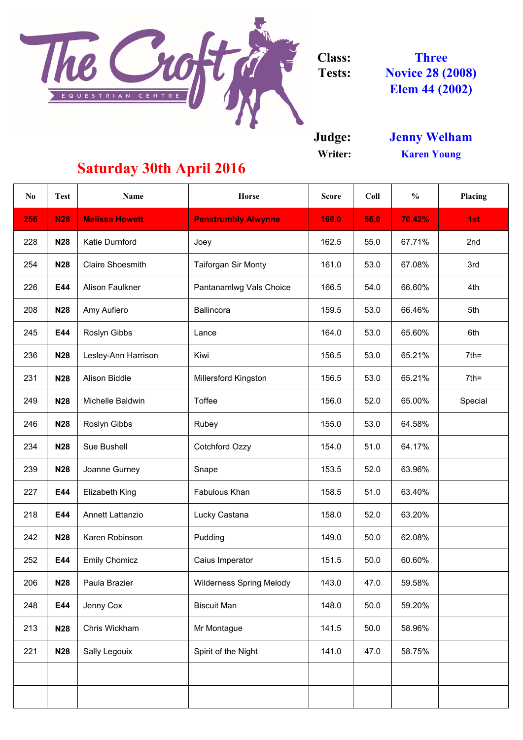The Croft EQUESTRIAN CENTRE

**Class:** Three

**Tests:** Novice 28 (2008) Elem 44 (2002)

**Judge:** Jenny Welham

**Writer:** Karen Young

## Saturday 30th April 2016

| No | Test | Name | Horse | Score | Coll | % | Placing |
|---|---|---|---|---|---|---|---|
| **256** | **N28** | **Melissa Howett** | **Penstrumbly Alwynne** | **169.0** | **56.0** | **70.42%** | **1st** |
| 228 | **N28** | Katie Durnford | Joey | 162.5 | 55.0 | 67.71% | 2nd |
| 254 | **N28** | Claire Shoesmith | Taiforgan Sir Monty | 161.0 | 53.0 | 67.08% | 3rd |
| 226 | **E44** | Alison Faulkner | Pantanamlwg Vals Choice | 166.5 | 54.0 | 66.60% | 4th |
| 208 | **N28** | Amy Aufiero | Ballincora | 159.5 | 53.0 | 66.46% | 5th |
| 245 | **E44** | Roslyn Gibbs | Lance | 164.0 | 53.0 | 65.60% | 6th |
| 236 | **N28** | Lesley-Ann Harrison | Kiwi | 156.5 | 53.0 | 65.21% | 7th= |
| 231 | **N28** | Alison Biddle | Millersford Kingston | 156.5 | 53.0 | 65.21% | 7th= |
| 249 | **N28** | Michelle Baldwin | Toffee | 156.0 | 52.0 | 65.00% | Special |
| 246 | **N28** | Roslyn Gibbs | Rubey | 155.0 | 53.0 | 64.58% | |
| 234 | **N28** | Sue Bushell | Cotchford Ozzy | 154.0 | 51.0 | 64.17% | |
| 239 | **N28** | Joanne Gurney | Snape | 153.5 | 52.0 | 63.96% | |
| 227 | **E44** | Elizabeth King | Fabulous Khan | 158.5 | 51.0 | 63.40% | |
| 218 | **E44** | Annett Lattanzio | Lucky Castana | 158.0 | 52.0 | 63.20% | |
| 242 | **N28** | Karen Robinson | Pudding | 149.0 | 50.0 | 62.08% | |
| 252 | **E44** | Emily Chomicz | Caius Imperator | 151.5 | 50.0 | 60.60% | |
| 206 | **N28** | Paula Brazier | Wilderness Spring Melody | 143.0 | 47.0 | 59.58% | |
| 248 | **E44** | Jenny Cox | Biscuit Man | 148.0 | 50.0 | 59.20% | |
| 213 | **N28** | Chris Wickham | Mr Montague | 141.5 | 50.0 | 58.96% | |
| 221 | **N28** | Sally Legouix | Spirit of the Night | 141.0 | 47.0 | 58.75% | |
| | | | | | | | |
| | | | | | | | |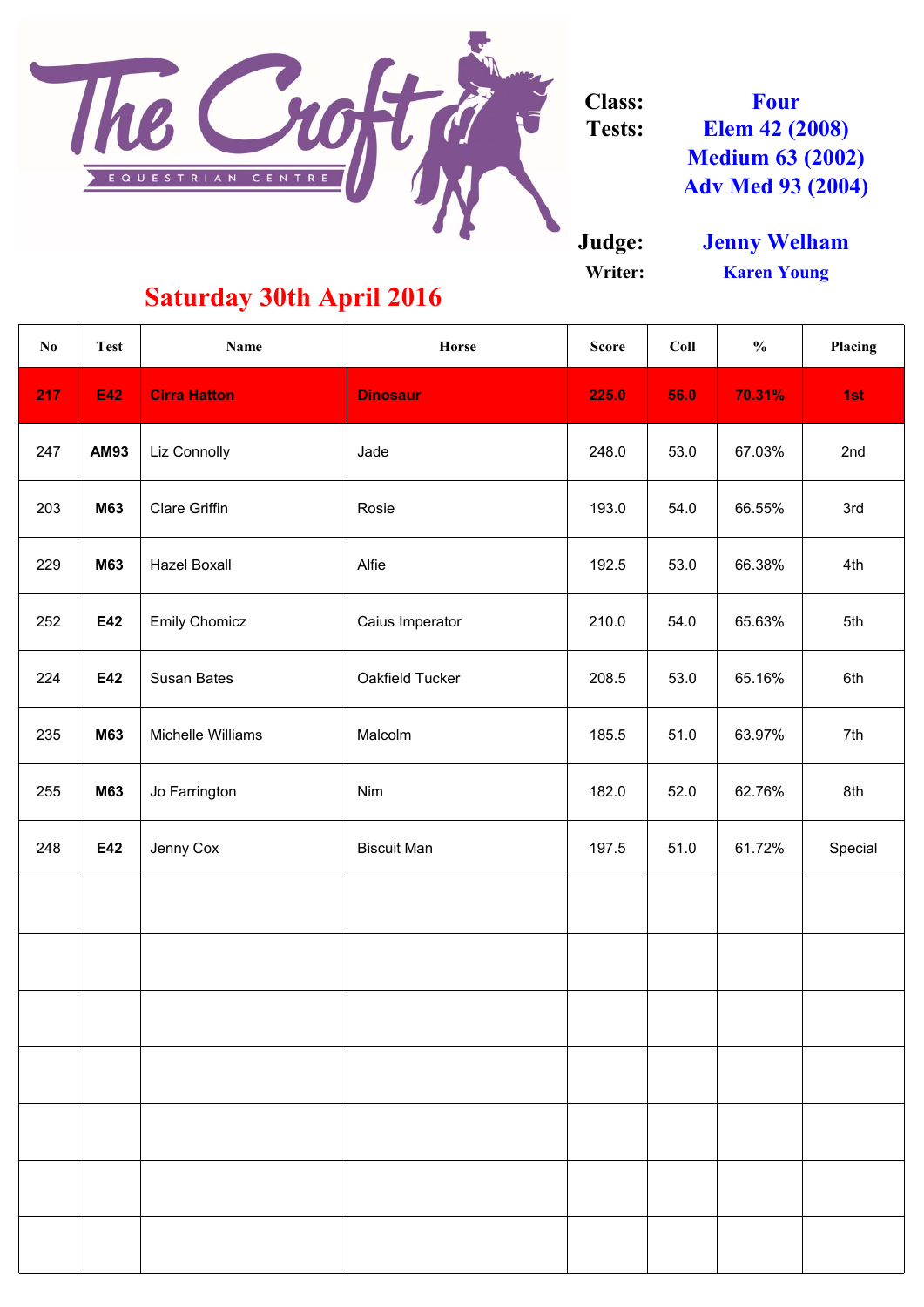The Croft
EQUESTRIAN CENTRE

**Class:** Four

**Tests:** Elem 42 (2008)
Medium 63 (2002)
Adv Med 93 (2004)

**Judge:** Jenny Welham

**Writer:** Karen Young

## Saturday 30th April 2016

| No | Test | Name | Horse | Score | Coll | % | Placing |
|---|---|---|---|---|---|---|---|
| **217** | **E42** | **Cirra Hatton** | **Dinosaur** | **225.0** | **56.0** | **70.31%** | **1st** |
| 247 | **AM93** | Liz Connolly | Jade | 248.0 | 53.0 | 67.03% | 2nd |
| 203 | **M63** | Clare Griffin | Rosie | 193.0 | 54.0 | 66.55% | 3rd |
| 229 | **M63** | Hazel Boxall | Alfie | 192.5 | 53.0 | 66.38% | 4th |
| 252 | **E42** | Emily Chomicz | Caius Imperator | 210.0 | 54.0 | 65.63% | 5th |
| 224 | **E42** | Susan Bates | Oakfield Tucker | 208.5 | 53.0 | 65.16% | 6th |
| 235 | **M63** | Michelle Williams | Malcolm | 185.5 | 51.0 | 63.97% | 7th |
| 255 | **M63** | Jo Farrington | Nim | 182.0 | 52.0 | 62.76% | 8th |
| 248 | **E42** | Jenny Cox | Biscuit Man | 197.5 | 51.0 | 61.72% | Special |